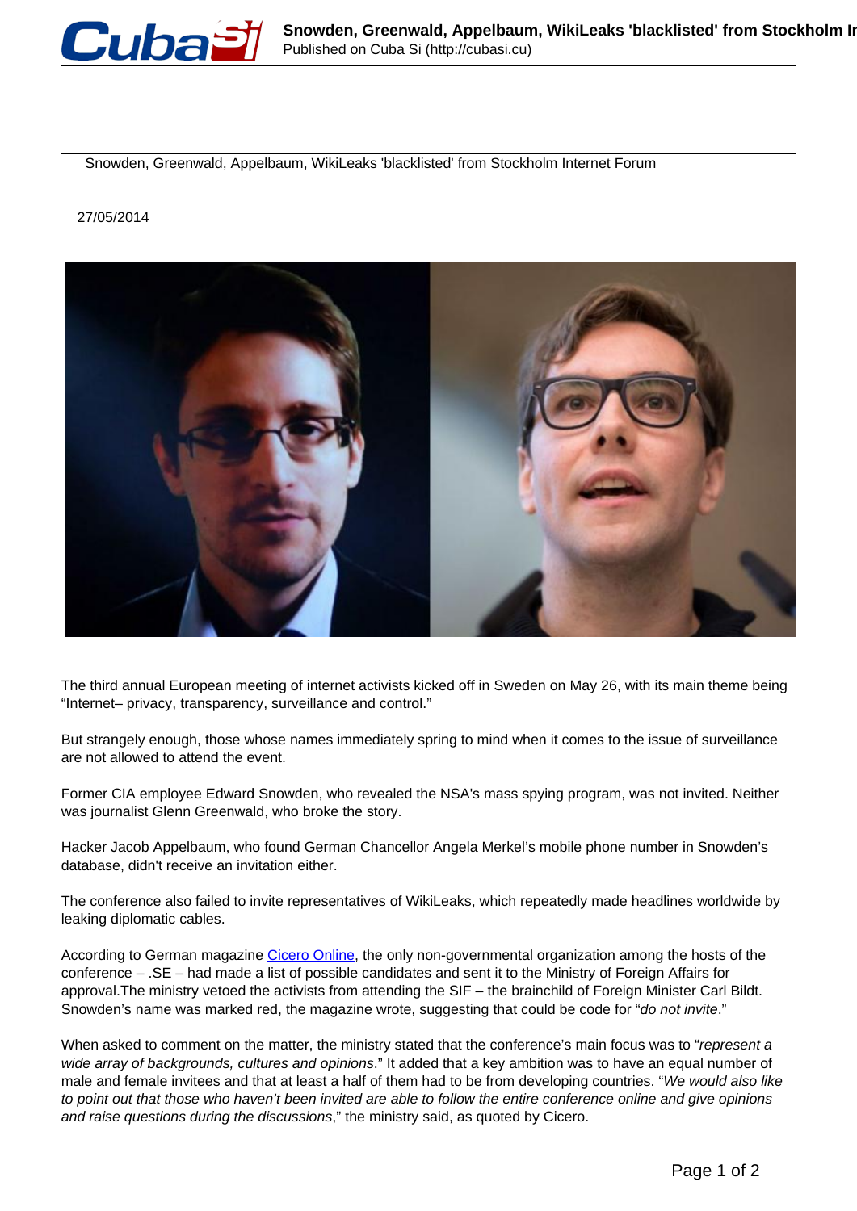# Snowden, Greenwald, Appelbaum, WikiLeaks 'blacklisted' from Stockholm Internet Forum

27/05/2014

The third annual European meeting of internet activists kicked off in Sweden on May 26, with its main theme being "Internet– privacy, transparency, surveillance and control."

But strangely enough, those whose names immediately spring to mind when it comes to the issue of surveillance are not allowed to attend the event.

Former CIA employee Edward Snowden, who revealed the NSA's mass spying program, was not invited. Neither was journalist Glenn Greenwald, who broke the story.

Hacker Jacob Appelbaum, who found German Chancellor Angela Merkel's mobile phone number in Snowden's database, didn't receive an invitation either.

The conference also failed to invite representatives of WikiLeaks, which repeatedly made headlines worldwide by leaking diplomatic cables.

According to German magazine Cicero Online, the only non-governmental organization among the hosts of the conference – .SE – had made a list of possible candidates and sent it to the Ministry of Foreign Affairs for approval.The ministry vetoed the activists from attending the SIF – the brainchild of Foreign Minister Carl Bildt. Snowden's name was marked red, the magazine wrote, suggesting that could be code for "*do not invite*."

When asked to comment on the matter, the ministry stated that the conference's main focus was to "*represent a wide array of backgrounds, cultures and opinions*." It added that a key ambition was to have an equal number of male and female invitees and that at least a half of them had to be from developing countries. "*We would also like to point out that those who haven't been invited are able to follow the entire conference online and give opinions and raise questions during the discussions*," the ministry said, as quoted by Cicero.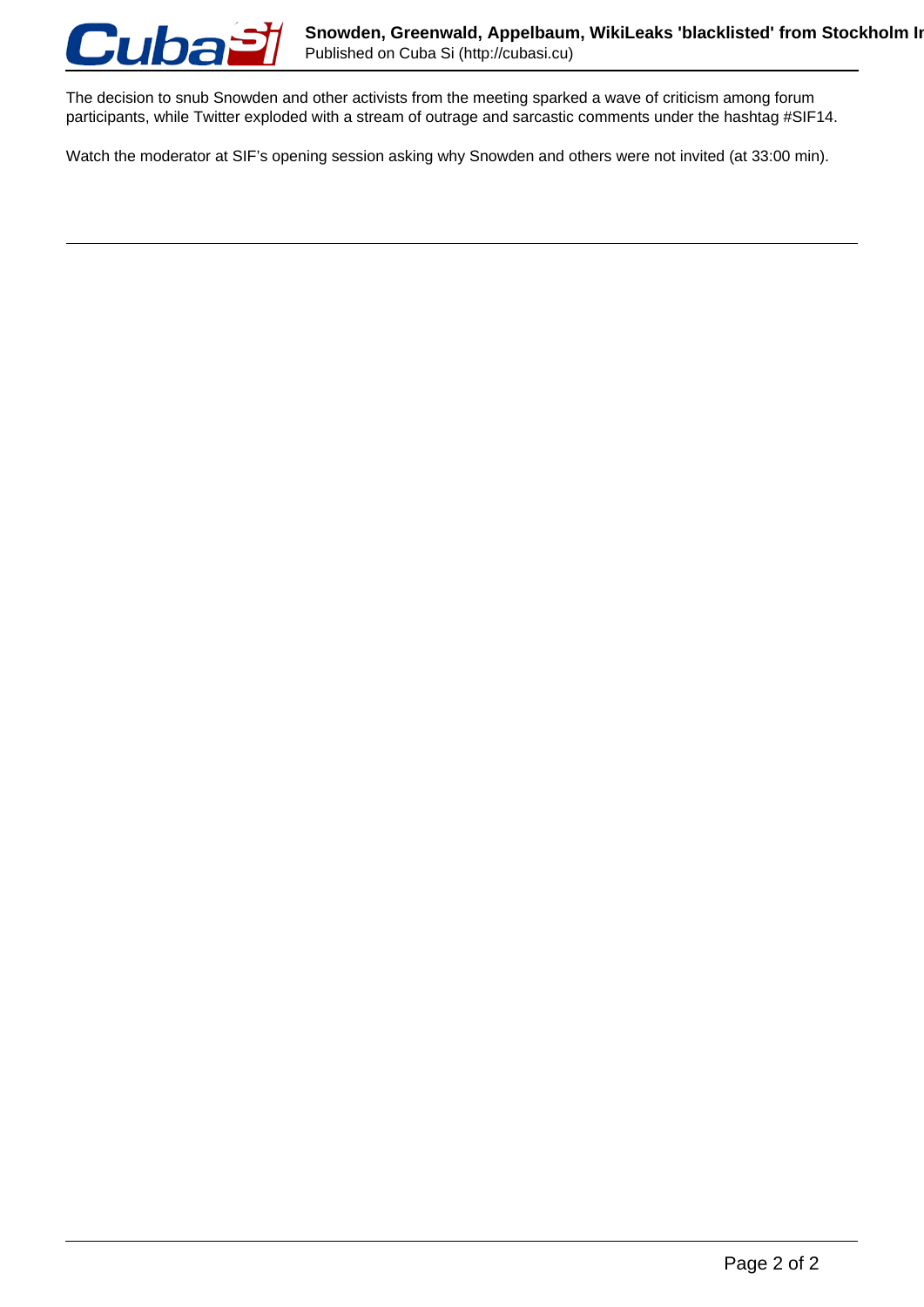The decision to snub Snowden and other activists from the meeting sparked a wave of criticism among forum participants, while Twitter exploded with a stream of outrage and sarcastic comments under the hashtag #SIF14.

Watch the moderator at SIF's opening session asking why Snowden and others were not invited (at 33:00 min).